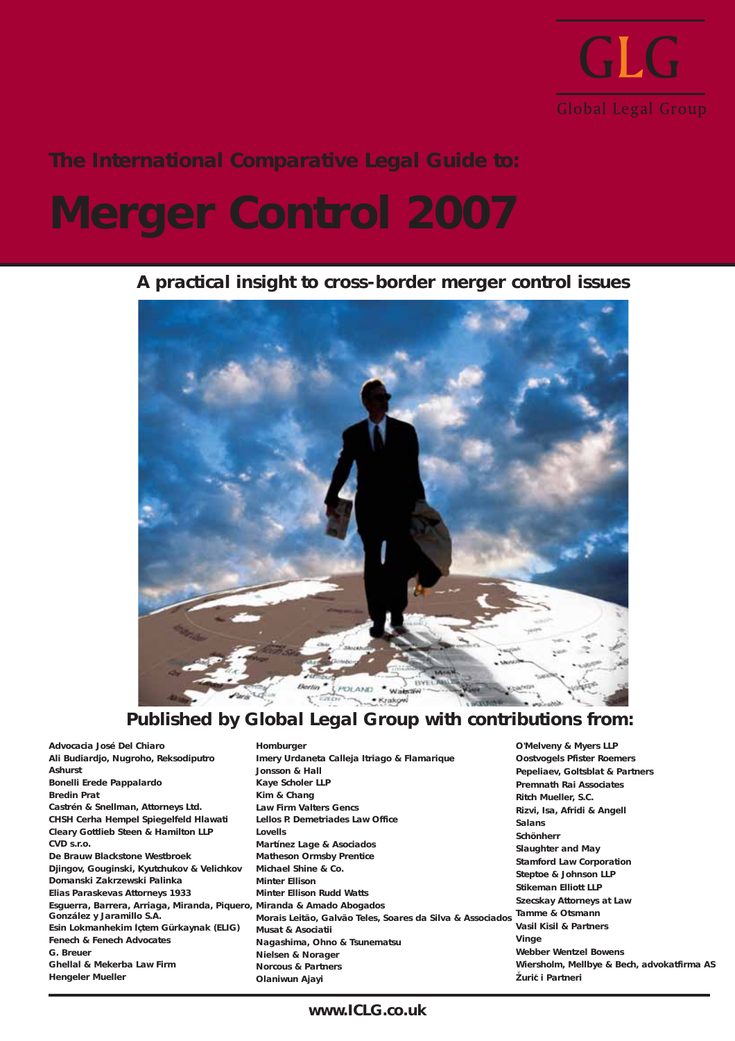GLG

Global Legal Group

The International Comparative Legal Guide to:

# Merger Control 2007

## A practical insight to cross-border merger control issues

## Published by Global Legal Group with contributions from:

Advocacia José Del Chiaro
Ali Budiardjo, Nugroho, Reksodiputro
Ashurst
Bonelli Erede Pappalardo
Bredin Prat
Castrén & Snellman, Attorneys Ltd.
CHSH Cerha Hempel Spiegelfeld Hlawati
Cleary Gottlieb Steen & Hamilton LLP
CVD s.r.o.
De Brauw Blackstone Westbroek
Djingov, Gouginski, Kyutchukov & Velichkov
Domanski Zakrzewski Palinka
Elias Paraskevas Attorneys 1933
Esguerra, Barrera, Arriaga, Miranda, Piquero, González y Jaramillo S.A.
Esin Lokmanhekim Içtem Gürkaynak (ELIG)
Fenech & Fenech Advocates
G. Breuer
Ghellal & Mekerba Law Firm
Hengeler Mueller
Homburger
Imery Urdaneta Calleja Itriago & Flamarique
Jonsson & Hall
Kaye Scholer LLP
Kim & Chang
Law Firm Valters Gencs
Lellos P. Demetriades Law Office
Lovells
Martínez Lage & Asociados
Matheson Ormsby Prentice
Michael Shine & Co.
Minter Ellison
Minter Ellison Rudd Watts
Miranda & Amado Abogados
Morais Leitão, Galvão Teles, Soares da Silva & Associados
Musat & Asociatii
Nagashima, Ohno & Tsunematsu
Nielsen & Norager
Norcous & Partners
Olaniwun Ajayi
O'Melveny & Myers LLP
Oostvogels Pfister Roemers
Pepeliaev, Goltsblat & Partners
Premnath Rai Associates
Ritch Mueller, S.C.
Rizvi, Isa, Afridi & Angell
Salans
Schönherr
Slaughter and May
Stamford Law Corporation
Steptoe & Johnson LLP
Stikeman Elliott LLP
Szecskay Attorneys at Law
Tamme & Otsmann
Vasil Kisil & Partners
Vinge
Webber Wentzel Bowens
Wiersholm, Mellbye & Bech, advokatfirma AS
Žurić i Partneri

www.ICLG.co.uk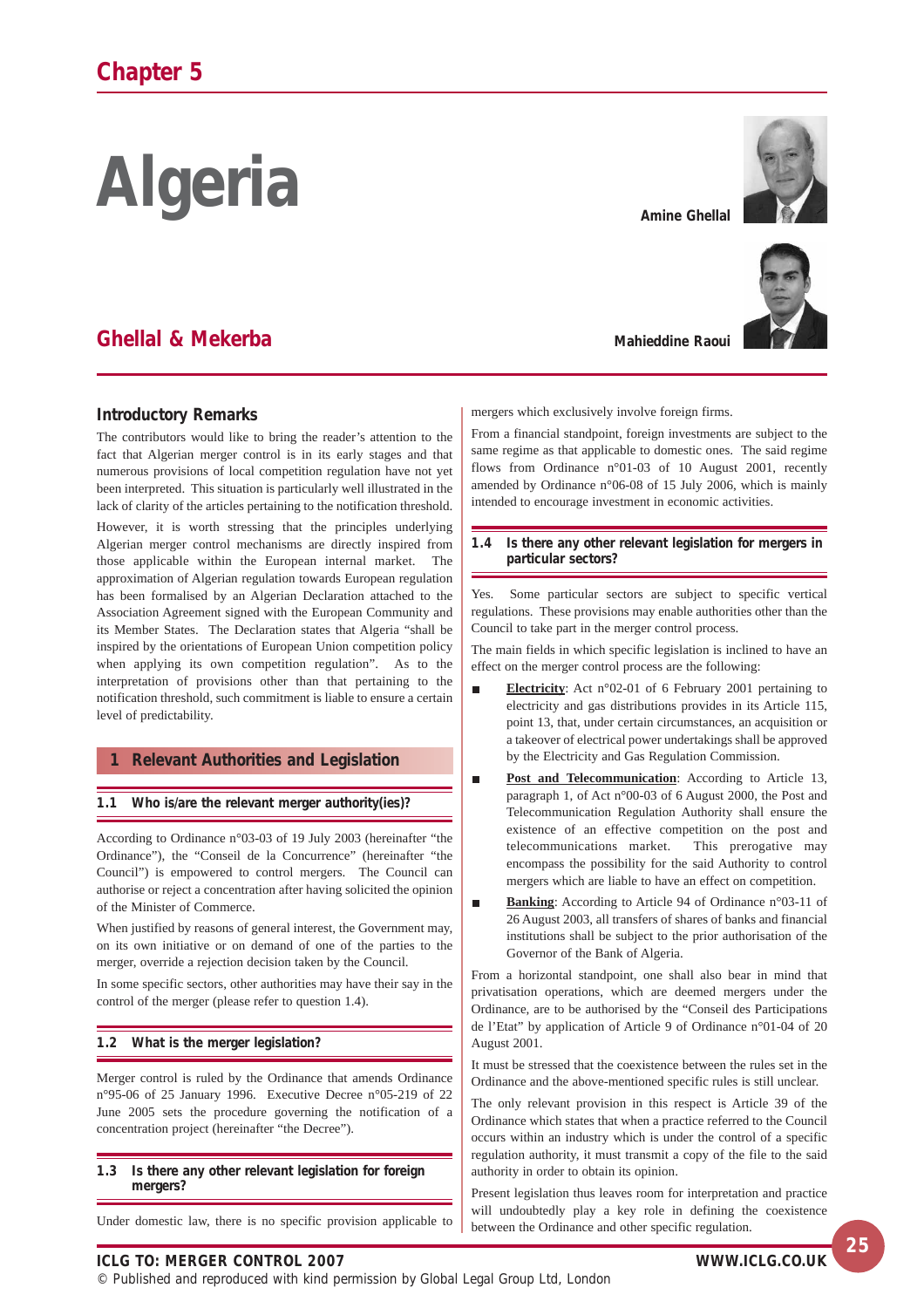# Chapter 5

# Algeria

**Amine Ghellal**

**Mahieddine Raoui**

## Ghellal & Mekerba

### Introductory Remarks

The contributors would like to bring the reader's attention to the fact that Algerian merger control is in its early stages and that numerous provisions of local competition regulation have not yet been interpreted. This situation is particularly well illustrated in the lack of clarity of the articles pertaining to the notification threshold.

However, it is worth stressing that the principles underlying Algerian merger control mechanisms are directly inspired from those applicable within the European internal market. The approximation of Algerian regulation towards European regulation has been formalised by an Algerian Declaration attached to the Association Agreement signed with the European Community and its Member States. The Declaration states that Algeria "shall be inspired by the orientations of European Union competition policy when applying its own competition regulation". As to the interpretation of provisions other than that pertaining to the notification threshold, such commitment is liable to ensure a certain level of predictability.

## 1 Relevant Authorities and Legislation

### 1.1 Who is/are the relevant merger authority(ies)?

According to Ordinance n°03-03 of 19 July 2003 (hereinafter "the Ordinance"), the "Conseil de la Concurrence" (hereinafter "the Council") is empowered to control mergers. The Council can authorise or reject a concentration after having solicited the opinion of the Minister of Commerce.

When justified by reasons of general interest, the Government may, on its own initiative or on demand of one of the parties to the merger, override a rejection decision taken by the Council.

In some specific sectors, other authorities may have their say in the control of the merger (please refer to question 1.4).

### 1.2 What is the merger legislation?

Merger control is ruled by the Ordinance that amends Ordinance n°95-06 of 25 January 1996. Executive Decree n°05-219 of 22 June 2005 sets the procedure governing the notification of a concentration project (hereinafter "the Decree").

### 1.3 Is there any other relevant legislation for foreign mergers?

Under domestic law, there is no specific provision applicable to mergers which exclusively involve foreign firms.

From a financial standpoint, foreign investments are subject to the same regime as that applicable to domestic ones. The said regime flows from Ordinance n°01-03 of 10 August 2001, recently amended by Ordinance n°06-08 of 15 July 2006, which is mainly intended to encourage investment in economic activities.

### 1.4 Is there any other relevant legislation for mergers in particular sectors?

Yes. Some particular sectors are subject to specific vertical regulations. These provisions may enable authorities other than the Council to take part in the merger control process.

The main fields in which specific legislation is inclined to have an effect on the merger control process are the following:

- **Electricity**: Act n°02-01 of 6 February 2001 pertaining to electricity and gas distributions provides in its Article 115, point 13, that, under certain circumstances, an acquisition or a takeover of electrical power undertakings shall be approved by the Electricity and Gas Regulation Commission.
- **Post and Telecommunication**: According to Article 13, paragraph 1, of Act n°00-03 of 6 August 2000, the Post and Telecommunication Regulation Authority shall ensure the existence of an effective competition on the post and telecommunications market. This prerogative may encompass the possibility for the said Authority to control mergers which are liable to have an effect on competition.
- **Banking**: According to Article 94 of Ordinance n°03-11 of 26 August 2003, all transfers of shares of banks and financial institutions shall be subject to the prior authorisation of the Governor of the Bank of Algeria.

From a horizontal standpoint, one shall also bear in mind that privatisation operations, which are deemed mergers under the Ordinance, are to be authorised by the "Conseil des Participations de l'Etat" by application of Article 9 of Ordinance n°01-04 of 20 August 2001.

It must be stressed that the coexistence between the rules set in the Ordinance and the above-mentioned specific rules is still unclear.

The only relevant provision in this respect is Article 39 of the Ordinance which states that when a practice referred to the Council occurs within an industry which is under the control of a specific regulation authority, it must transmit a copy of the file to the said authority in order to obtain its opinion.

Present legislation thus leaves room for interpretation and practice will undoubtedly play a key role in defining the coexistence between the Ordinance and other specific regulation.

© Published and reproduced with kind permission by Global Legal Group Ltd, London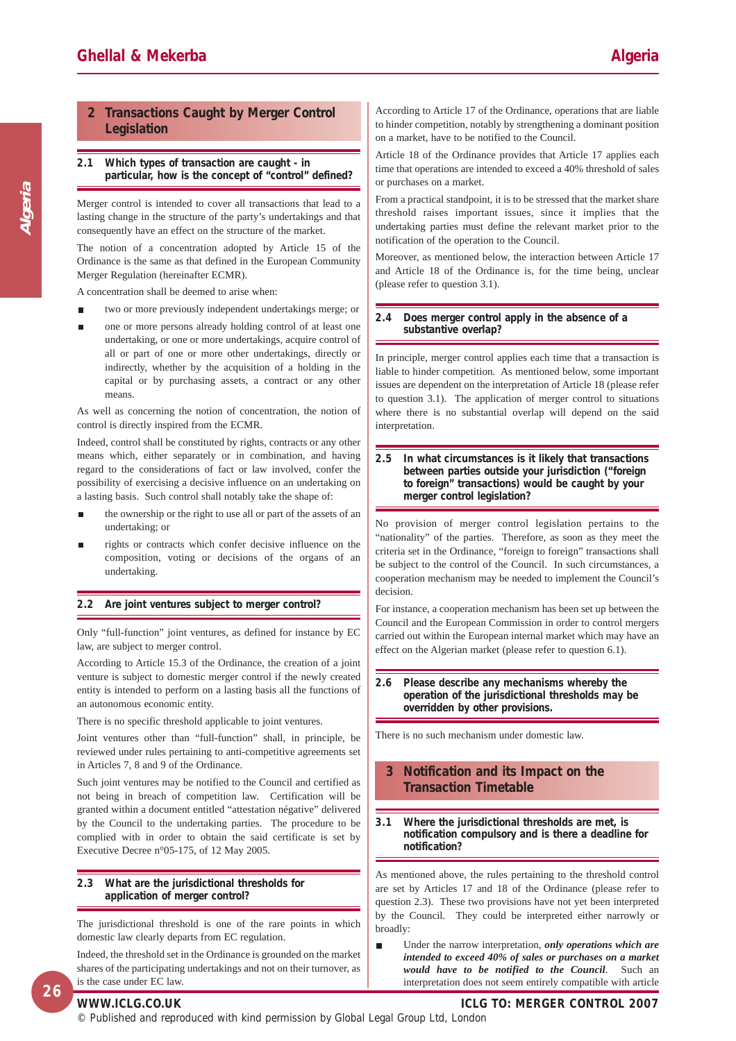## 2 Transactions Caught by Merger Control Legislation

### 2.1 Which types of transaction are caught - in particular, how is the concept of "control" defined?

Merger control is intended to cover all transactions that lead to a lasting change in the structure of the party's undertakings and that consequently have an effect on the structure of the market.

The notion of a concentration adopted by Article 15 of the Ordinance is the same as that defined in the European Community Merger Regulation (hereinafter ECMR).

A concentration shall be deemed to arise when:

- two or more previously independent undertakings merge; or
- one or more persons already holding control of at least one undertaking, or one or more undertakings, acquire control of all or part of one or more other undertakings, directly or indirectly, whether by the acquisition of a holding in the capital or by purchasing assets, a contract or any other means.

As well as concerning the notion of concentration, the notion of control is directly inspired from the ECMR.

Indeed, control shall be constituted by rights, contracts or any other means which, either separately or in combination, and having regard to the considerations of fact or law involved, confer the possibility of exercising a decisive influence on an undertaking on a lasting basis. Such control shall notably take the shape of:

- the ownership or the right to use all or part of the assets of an undertaking; or
- rights or contracts which confer decisive influence on the composition, voting or decisions of the organs of an undertaking.

### 2.2 Are joint ventures subject to merger control?

Only "full-function" joint ventures, as defined for instance by EC law, are subject to merger control.

According to Article 15.3 of the Ordinance, the creation of a joint venture is subject to domestic merger control if the newly created entity is intended to perform on a lasting basis all the functions of an autonomous economic entity.

There is no specific threshold applicable to joint ventures.

Joint ventures other than "full-function" shall, in principle, be reviewed under rules pertaining to anti-competitive agreements set in Articles 7, 8 and 9 of the Ordinance.

Such joint ventures may be notified to the Council and certified as not being in breach of competition law. Certification will be granted within a document entitled "attestation négative" delivered by the Council to the undertaking parties. The procedure to be complied with in order to obtain the said certificate is set by Executive Decree n°05-175, of 12 May 2005.

### 2.3 What are the jurisdictional thresholds for application of merger control?

The jurisdictional threshold is one of the rare points in which domestic law clearly departs from EC regulation.

Indeed, the threshold set in the Ordinance is grounded on the market shares of the participating undertakings and not on their turnover, as is the case under EC law.

According to Article 17 of the Ordinance, operations that are liable to hinder competition, notably by strengthening a dominant position on a market, have to be notified to the Council.

Article 18 of the Ordinance provides that Article 17 applies each time that operations are intended to exceed a 40% threshold of sales or purchases on a market.

From a practical standpoint, it is to be stressed that the market share threshold raises important issues, since it implies that the undertaking parties must define the relevant market prior to the notification of the operation to the Council.

Moreover, as mentioned below, the interaction between Article 17 and Article 18 of the Ordinance is, for the time being, unclear (please refer to question 3.1).

### 2.4 Does merger control apply in the absence of a substantive overlap?

In principle, merger control applies each time that a transaction is liable to hinder competition. As mentioned below, some important issues are dependent on the interpretation of Article 18 (please refer to question 3.1). The application of merger control to situations where there is no substantial overlap will depend on the said interpretation.

### 2.5 In what circumstances is it likely that transactions between parties outside your jurisdiction ("foreign to foreign" transactions) would be caught by your merger control legislation?

No provision of merger control legislation pertains to the "nationality" of the parties. Therefore, as soon as they meet the criteria set in the Ordinance, "foreign to foreign" transactions shall be subject to the control of the Council. In such circumstances, a cooperation mechanism may be needed to implement the Council's decision.

For instance, a cooperation mechanism has been set up between the Council and the European Commission in order to control mergers carried out within the European internal market which may have an effect on the Algerian market (please refer to question 6.1).

### 2.6 Please describe any mechanisms whereby the operation of the jurisdictional thresholds may be overridden by other provisions.

There is no such mechanism under domestic law.

## 3 Notification and its Impact on the Transaction Timetable

### 3.1 Where the jurisdictional thresholds are met, is notification compulsory and is there a deadline for notification?

As mentioned above, the rules pertaining to the threshold control are set by Articles 17 and 18 of the Ordinance (please refer to question 2.3). These two provisions have not yet been interpreted by the Council. They could be interpreted either narrowly or broadly:

- Under the narrow interpretation, ***only operations which are intended to exceed 40% of sales or purchases on a market would have to be notified to the Council***. Such an interpretation does not seem entirely compatible with article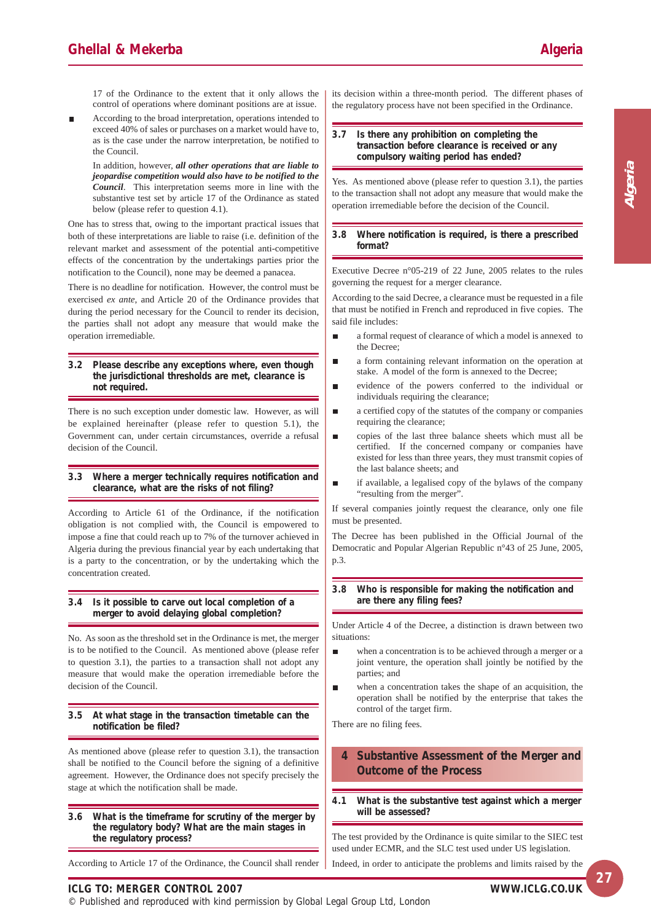17 of the Ordinance to the extent that it only allows the control of operations where dominant positions are at issue.

- According to the broad interpretation, operations intended to exceed 40% of sales or purchases on a market would have to, as is the case under the narrow interpretation, be notified to the Council.

  In addition, however, ***all other operations that are liable to jeopardise competition would also have to be notified to the Council***. This interpretation seems more in line with the substantive test set by article 17 of the Ordinance as stated below (please refer to question 4.1).

One has to stress that, owing to the important practical issues that both of these interpretations are liable to raise (i.e. definition of the relevant market and assessment of the potential anti-competitive effects of the concentration by the undertakings parties prior the notification to the Council), none may be deemed a panacea.

There is no deadline for notification. However, the control must be exercised *ex ante*, and Article 20 of the Ordinance provides that during the period necessary for the Council to render its decision, the parties shall not adopt any measure that would make the operation irremediable.

### 3.2 Please describe any exceptions where, even though the jurisdictional thresholds are met, clearance is not required.

There is no such exception under domestic law. However, as will be explained hereinafter (please refer to question 5.1), the Government can, under certain circumstances, override a refusal decision of the Council.

### 3.3 Where a merger technically requires notification and clearance, what are the risks of not filing?

According to Article 61 of the Ordinance, if the notification obligation is not complied with, the Council is empowered to impose a fine that could reach up to 7% of the turnover achieved in Algeria during the previous financial year by each undertaking that is a party to the concentration, or by the undertaking which the concentration created.

### 3.4 Is it possible to carve out local completion of a merger to avoid delaying global completion?

No. As soon as the threshold set in the Ordinance is met, the merger is to be notified to the Council. As mentioned above (please refer to question 3.1), the parties to a transaction shall not adopt any measure that would make the operation irremediable before the decision of the Council.

### 3.5 At what stage in the transaction timetable can the notification be filed?

As mentioned above (please refer to question 3.1), the transaction shall be notified to the Council before the signing of a definitive agreement. However, the Ordinance does not specify precisely the stage at which the notification shall be made.

### 3.6 What is the timeframe for scrutiny of the merger by the regulatory body? What are the main stages in the regulatory process?

According to Article 17 of the Ordinance, the Council shall render its decision within a three-month period. The different phases of the regulatory process have not been specified in the Ordinance.

### 3.7 Is there any prohibition on completing the transaction before clearance is received or any compulsory waiting period has ended?

Yes. As mentioned above (please refer to question 3.1), the parties to the transaction shall not adopt any measure that would make the operation irremediable before the decision of the Council.

### 3.8 Where notification is required, is there a prescribed format?

Executive Decree n°05-219 of 22 June, 2005 relates to the rules governing the request for a merger clearance.

According to the said Decree, a clearance must be requested in a file that must be notified in French and reproduced in five copies. The said file includes:

- a formal request of clearance of which a model is annexed to the Decree;
- a form containing relevant information on the operation at stake. A model of the form is annexed to the Decree;
- evidence of the powers conferred to the individual or individuals requiring the clearance;
- a certified copy of the statutes of the company or companies requiring the clearance;
- copies of the last three balance sheets which must all be certified. If the concerned company or companies have existed for less than three years, they must transmit copies of the last balance sheets; and
- if available, a legalised copy of the bylaws of the company "resulting from the merger".

If several companies jointly request the clearance, only one file must be presented.

The Decree has been published in the Official Journal of the Democratic and Popular Algerian Republic n°43 of 25 June, 2005, p.3.

### 3.8 Who is responsible for making the notification and are there any filing fees?

Under Article 4 of the Decree, a distinction is drawn between two situations:

- when a concentration is to be achieved through a merger or a joint venture, the operation shall jointly be notified by the parties; and
- when a concentration takes the shape of an acquisition, the operation shall be notified by the enterprise that takes the control of the target firm.

There are no filing fees.

## 4 Substantive Assessment of the Merger and Outcome of the Process

### 4.1 What is the substantive test against which a merger will be assessed?

The test provided by the Ordinance is quite similar to the SIEC test used under ECMR, and the SLC test used under US legislation.

Indeed, in order to anticipate the problems and limits raised by the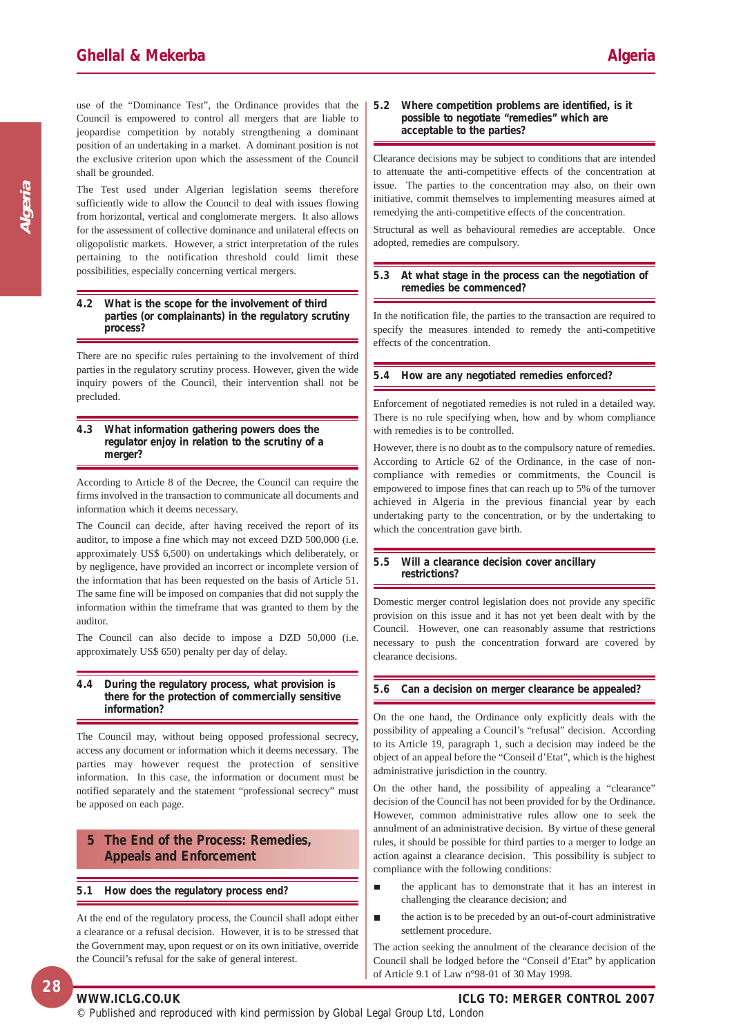use of the "Dominance Test", the Ordinance provides that the Council is empowered to control all mergers that are liable to jeopardise competition by notably strengthening a dominant position of an undertaking in a market. A dominant position is not the exclusive criterion upon which the assessment of the Council shall be grounded.

The Test used under Algerian legislation seems therefore sufficiently wide to allow the Council to deal with issues flowing from horizontal, vertical and conglomerate mergers. It also allows for the assessment of collective dominance and unilateral effects on oligopolistic markets. However, a strict interpretation of the rules pertaining to the notification threshold could limit these possibilities, especially concerning vertical mergers.

### 4.2 What is the scope for the involvement of third parties (or complainants) in the regulatory scrutiny process?

There are no specific rules pertaining to the involvement of third parties in the regulatory scrutiny process. However, given the wide inquiry powers of the Council, their intervention shall not be precluded.

### 4.3 What information gathering powers does the regulator enjoy in relation to the scrutiny of a merger?

According to Article 8 of the Decree, the Council can require the firms involved in the transaction to communicate all documents and information which it deems necessary.

The Council can decide, after having received the report of its auditor, to impose a fine which may not exceed DZD 500,000 (i.e. approximately US$ 6,500) on undertakings which deliberately, or by negligence, have provided an incorrect or incomplete version of the information that has been requested on the basis of Article 51. The same fine will be imposed on companies that did not supply the information within the timeframe that was granted to them by the auditor.

The Council can also decide to impose a DZD 50,000 (i.e. approximately US$ 650) penalty per day of delay.

### 4.4 During the regulatory process, what provision is there for the protection of commercially sensitive information?

The Council may, without being opposed professional secrecy, access any document or information which it deems necessary. The parties may however request the protection of sensitive information. In this case, the information or document must be notified separately and the statement "professional secrecy" must be apposed on each page.

## 5 The End of the Process: Remedies, Appeals and Enforcement

### 5.1 How does the regulatory process end?

At the end of the regulatory process, the Council shall adopt either a clearance or a refusal decision. However, it is to be stressed that the Government may, upon request or on its own initiative, override the Council's refusal for the sake of general interest.

### 5.2 Where competition problems are identified, is it possible to negotiate "remedies" which are acceptable to the parties?

Clearance decisions may be subject to conditions that are intended to attenuate the anti-competitive effects of the concentration at issue. The parties to the concentration may also, on their own initiative, commit themselves to implementing measures aimed at remedying the anti-competitive effects of the concentration.

Structural as well as behavioural remedies are acceptable. Once adopted, remedies are compulsory.

### 5.3 At what stage in the process can the negotiation of remedies be commenced?

In the notification file, the parties to the transaction are required to specify the measures intended to remedy the anti-competitive effects of the concentration.

### 5.4 How are any negotiated remedies enforced?

Enforcement of negotiated remedies is not ruled in a detailed way. There is no rule specifying when, how and by whom compliance with remedies is to be controlled.

However, there is no doubt as to the compulsory nature of remedies. According to Article 62 of the Ordinance, in the case of non-compliance with remedies or commitments, the Council is empowered to impose fines that can reach up to 5% of the turnover achieved in Algeria in the previous financial year by each undertaking party to the concentration, or by the undertaking to which the concentration gave birth.

### 5.5 Will a clearance decision cover ancillary restrictions?

Domestic merger control legislation does not provide any specific provision on this issue and it has not yet been dealt with by the Council. However, one can reasonably assume that restrictions necessary to push the concentration forward are covered by clearance decisions.

### 5.6 Can a decision on merger clearance be appealed?

On the one hand, the Ordinance only explicitly deals with the possibility of appealing a Council's "refusal" decision. According to its Article 19, paragraph 1, such a decision may indeed be the object of an appeal before the "Conseil d'Etat", which is the highest administrative jurisdiction in the country.

On the other hand, the possibility of appealing a "clearance" decision of the Council has not been provided for by the Ordinance. However, common administrative rules allow one to seek the annulment of an administrative decision. By virtue of these general rules, it should be possible for third parties to a merger to lodge an action against a clearance decision. This possibility is subject to compliance with the following conditions:

- the applicant has to demonstrate that it has an interest in challenging the clearance decision; and
- the action is to be preceded by an out-of-court administrative settlement procedure.

The action seeking the annulment of the clearance decision of the Council shall be lodged before the "Conseil d'Etat" by application of Article 9.1 of Law n°98-01 of 30 May 1998.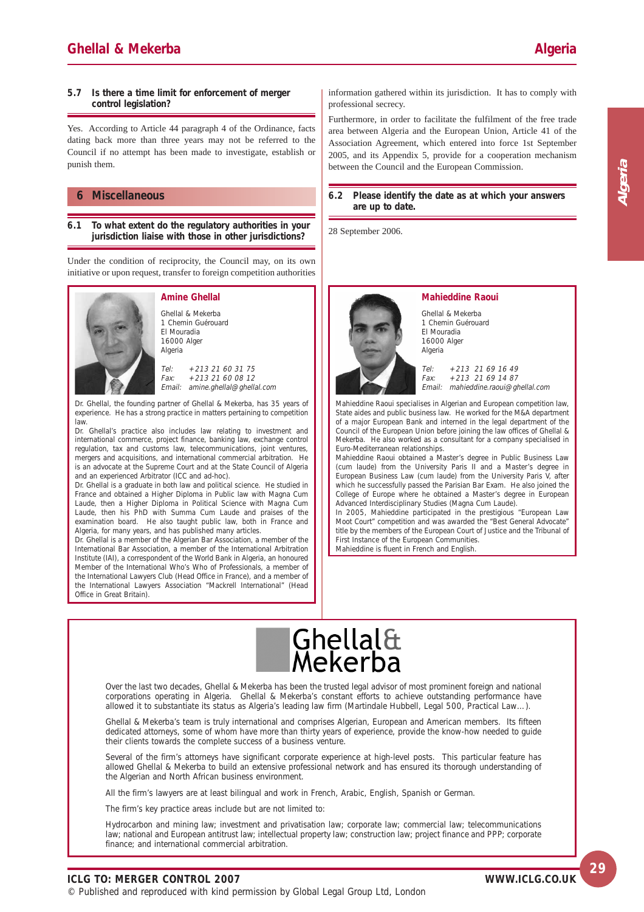### 5.7 Is there a time limit for enforcement of merger control legislation?

Yes. According to Article 44 paragraph 4 of the Ordinance, facts dating back more than three years may not be referred to the Council if no attempt has been made to investigate, establish or punish them.

## 6 Miscellaneous

### 6.1 To what extent do the regulatory authorities in your jurisdiction liaise with those in other jurisdictions?

Under the condition of reciprocity, the Council may, on its own initiative or upon request, transfer to foreign competition authorities information gathered within its jurisdiction. It has to comply with professional secrecy.

Furthermore, in order to facilitate the fulfilment of the free trade area between Algeria and the European Union, Article 41 of the Association Agreement, which entered into force 1st September 2005, and its Appendix 5, provide for a cooperation mechanism between the Council and the European Commission.

### 6.2 Please identify the date as at which your answers are up to date.

28 September 2006.

**Amine Ghellal**

Ghellal & Mekerba
1 Chemin Guérouard
El Mouradia
16000 Alger
Algeria

*Tel:* +213 21 60 31 75
*Fax:* +213 21 60 08 12
*Email:* amine.ghellal@ghellal.com

Dr. Ghellal, the founding partner of Ghellal & Mekerba, has 35 years of experience. He has a strong practice in matters pertaining to competition law.
Dr. Ghellal's practice also includes law relating to investment and international commerce, project finance, banking law, exchange control regulation, tax and customs law, telecommunications, joint ventures, mergers and acquisitions, and international commercial arbitration. He is an advocate at the Supreme Court and at the State Council of Algeria and an experienced Arbitrator (ICC and ad-hoc).
Dr. Ghellal is a graduate in both law and political science. He studied in France and obtained a Higher Diploma in Public law with Magna Cum Laude, then a Higher Diploma in Political Science with Magna Cum Laude, then his PhD with Summa Cum Laude and praises of the examination board. He also taught public law, both in France and Algeria, for many years, and has published many articles.
Dr. Ghellal is a member of the Algerian Bar Association, a member of the International Bar Association, a member of the International Arbitration Institute (IAI), a correspondent of the World Bank in Algeria, an honoured Member of the International Who's Who of Professionals, a member of the International Lawyers Club (Head Office in France), and a member of the International Lawyers Association "Mackrell International" (Head Office in Great Britain).

**Mahieddine Raoui**

Ghellal & Mekerba
1 Chemin Guérouard
El Mouradia
16000 Alger
Algeria

*Tel:* +213 21 69 16 49
*Fax:* +213 21 69 14 87
*Email:* mahieddine.raoui@ghellal.com

Mahieddine Raoui specialises in Algerian and European competition law, State aides and public business law. He worked for the M&A department of a major European Bank and interned in the legal department of the Council of the European Union before joining the law offices of Ghellal & Mekerba. He also worked as a consultant for a company specialised in Euro-Mediterranean relationships.
Mahieddine Raoui obtained a Master's degree in Public Business Law (cum laude) from the University Paris II and a Master's degree in European Business Law (cum laude) from the University Paris V, after which he successfully passed the Parisian Bar Exam. He also joined the College of Europe where he obtained a Master's degree in European Advanced Interdisciplinary Studies (Magna Cum Laude).
In 2005, Mahieddine participated in the prestigious "European Law Moot Court" competition and was awarded the "Best General Advocate" title by the members of the European Court of Justice and the Tribunal of First Instance of the European Communities.
Mahieddine is fluent in French and English.

**Ghellal & Mekerba**

Over the last two decades, Ghellal & Mekerba has been the trusted legal advisor of most prominent foreign and national corporations operating in Algeria. Ghellal & Mekerba's constant efforts to achieve outstanding performance have allowed it to substantiate its status as Algeria's leading law firm (Martindale Hubbell, Legal 500, Practical Law…).

Ghellal & Mekerba's team is truly international and comprises Algerian, European and American members. Its fifteen dedicated attorneys, some of whom have more than thirty years of experience, provide the know-how needed to guide their clients towards the complete success of a business venture.

Several of the firm's attorneys have significant corporate experience at high-level posts. This particular feature has allowed Ghellal & Mekerba to build an extensive professional network and has ensured its thorough understanding of the Algerian and North African business environment.

All the firm's lawyers are at least bilingual and work in French, Arabic, English, Spanish or German.

The firm's key practice areas include but are not limited to:

Hydrocarbon and mining law; investment and privatisation law; corporate law; commercial law; telecommunications law; national and European antitrust law; intellectual property law; construction law; project finance and PPP; corporate finance; and international commercial arbitration.

© Published and reproduced with kind permission by Global Legal Group Ltd, London